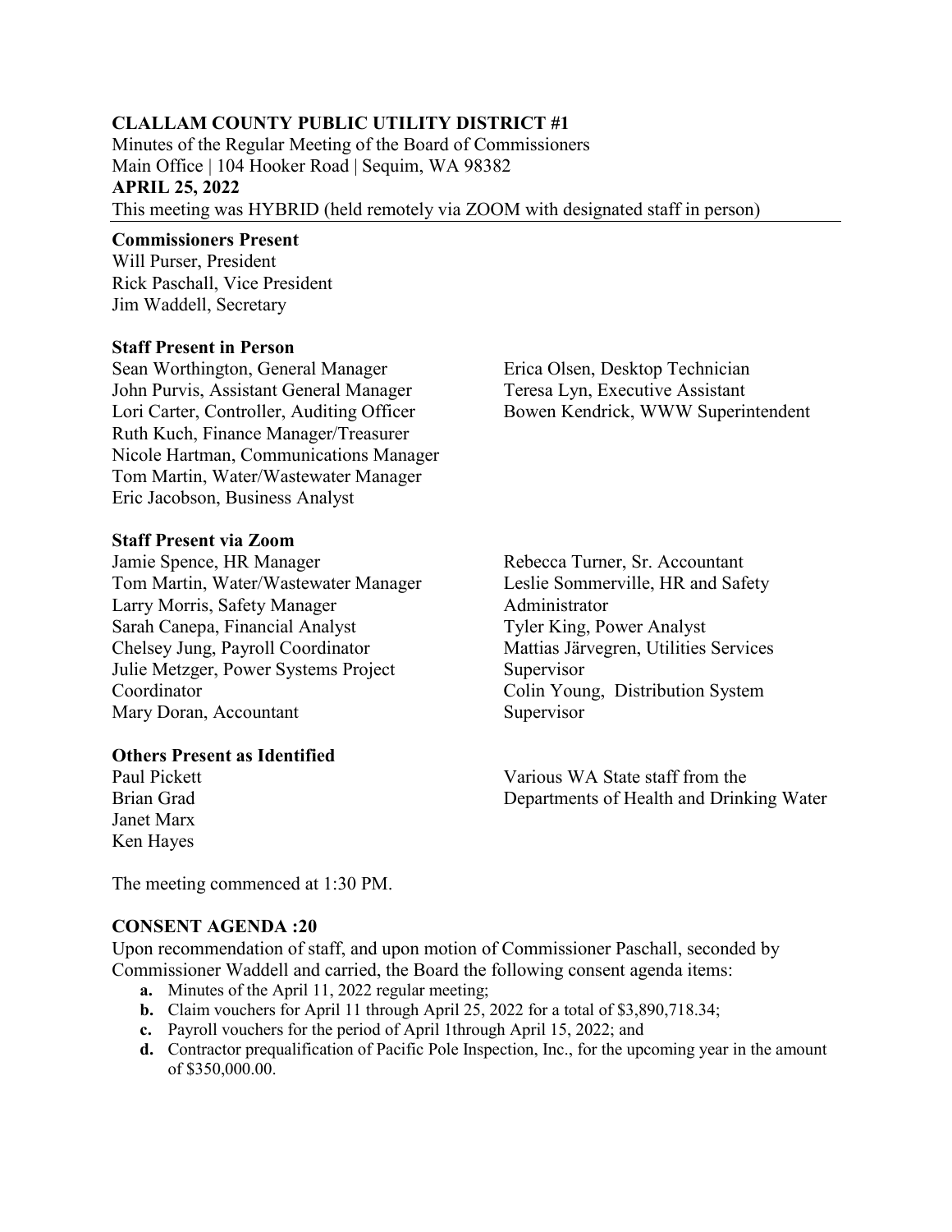**CLALLAM COUNTY PUBLIC UTILITY DISTRICT #1**
Minutes of the Regular Meeting of the Board of Commissioners
Main Office | 104 Hooker Road | Sequim, WA 98382
**APRIL 25, 2022**
This meeting was HYBRID (held remotely via ZOOM with designated staff in person)

---

**Commissioners Present**
Will Purser, President
Rick Paschall, Vice President
Jim Waddell, Secretary

**Staff Present in Person**
Sean Worthington, General Manager
John Purvis, Assistant General Manager
Lori Carter, Controller, Auditing Officer
Ruth Kuch, Finance Manager/Treasurer
Nicole Hartman, Communications Manager
Tom Martin, Water/Wastewater Manager
Eric Jacobson, Business Analyst
Erica Olsen, Desktop Technician
Teresa Lyn, Executive Assistant
Bowen Kendrick, WWW Superintendent

**Staff Present via Zoom**
Jamie Spence, HR Manager
Tom Martin, Water/Wastewater Manager
Larry Morris, Safety Manager
Sarah Canepa, Financial Analyst
Chelsey Jung, Payroll Coordinator
Julie Metzger, Power Systems Project Coordinator
Mary Doran, Accountant
Rebecca Turner, Sr. Accountant
Leslie Sommerville, HR and Safety Administrator
Tyler King, Power Analyst
Mattias Järvegren, Utilities Services Supervisor
Colin Young, Distribution System Supervisor

**Others Present as Identified**
Paul Pickett
Brian Grad
Janet Marx
Ken Hayes
Various WA State staff from the Departments of Health and Drinking Water

The meeting commenced at 1:30 PM.

**CONSENT AGENDA :20**

Upon recommendation of staff, and upon motion of Commissioner Paschall, seconded by Commissioner Waddell and carried, the Board the following consent agenda items:

- **a.** Minutes of the April 11, 2022 regular meeting;
- **b.** Claim vouchers for April 11 through April 25, 2022 for a total of $3,890,718.34;
- **c.** Payroll vouchers for the period of April 1through April 15, 2022; and
- **d.** Contractor prequalification of Pacific Pole Inspection, Inc., for the upcoming year in the amount of $350,000.00.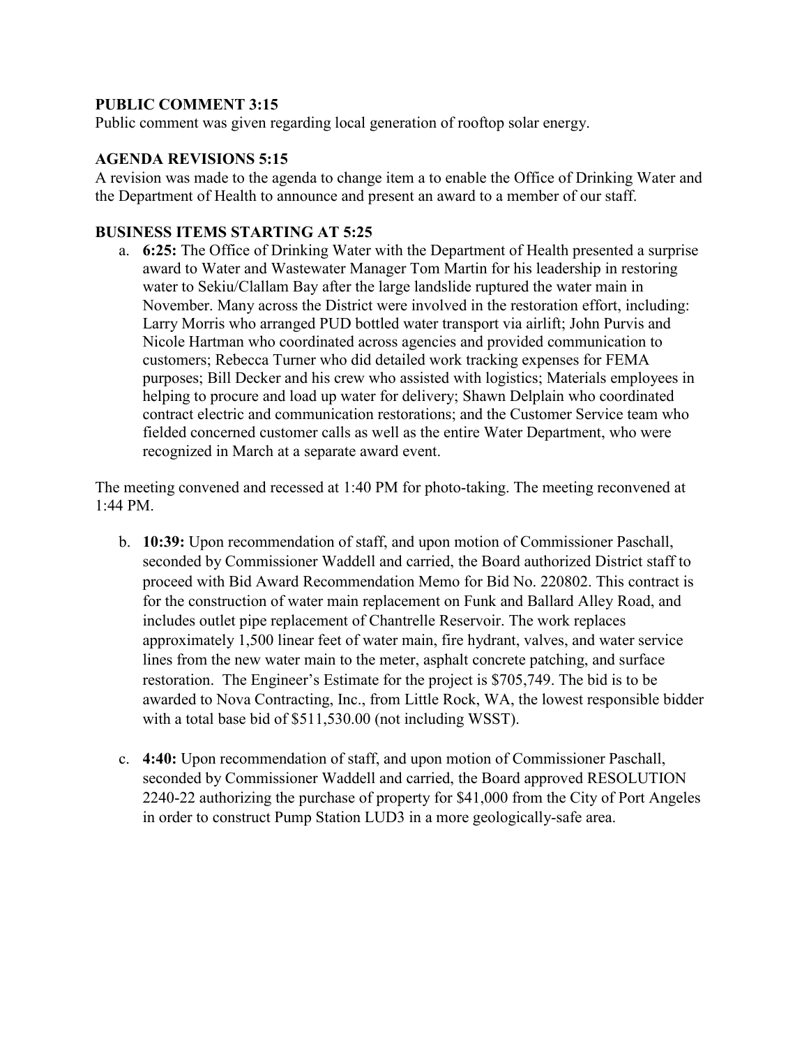**PUBLIC COMMENT 3:15**

Public comment was given regarding local generation of rooftop solar energy.

**AGENDA REVISIONS 5:15**

A revision was made to the agenda to change item a to enable the Office of Drinking Water and the Department of Health to announce and present an award to a member of our staff.

**BUSINESS ITEMS STARTING AT 5:25**

a. **6:25:** The Office of Drinking Water with the Department of Health presented a surprise award to Water and Wastewater Manager Tom Martin for his leadership in restoring water to Sekiu/Clallam Bay after the large landslide ruptured the water main in November. Many across the District were involved in the restoration effort, including: Larry Morris who arranged PUD bottled water transport via airlift; John Purvis and Nicole Hartman who coordinated across agencies and provided communication to customers; Rebecca Turner who did detailed work tracking expenses for FEMA purposes; Bill Decker and his crew who assisted with logistics; Materials employees in helping to procure and load up water for delivery; Shawn Delplain who coordinated contract electric and communication restorations; and the Customer Service team who fielded concerned customer calls as well as the entire Water Department, who were recognized in March at a separate award event.

The meeting convened and recessed at 1:40 PM for photo-taking. The meeting reconvened at 1:44 PM.

b. **10:39:** Upon recommendation of staff, and upon motion of Commissioner Paschall, seconded by Commissioner Waddell and carried, the Board authorized District staff to proceed with Bid Award Recommendation Memo for Bid No. 220802. This contract is for the construction of water main replacement on Funk and Ballard Alley Road, and includes outlet pipe replacement of Chantrelle Reservoir. The work replaces approximately 1,500 linear feet of water main, fire hydrant, valves, and water service lines from the new water main to the meter, asphalt concrete patching, and surface restoration. The Engineer's Estimate for the project is $705,749. The bid is to be awarded to Nova Contracting, Inc., from Little Rock, WA, the lowest responsible bidder with a total base bid of $511,530.00 (not including WSST).

c. **4:40:** Upon recommendation of staff, and upon motion of Commissioner Paschall, seconded by Commissioner Waddell and carried, the Board approved RESOLUTION 2240-22 authorizing the purchase of property for $41,000 from the City of Port Angeles in order to construct Pump Station LUD3 in a more geologically-safe area.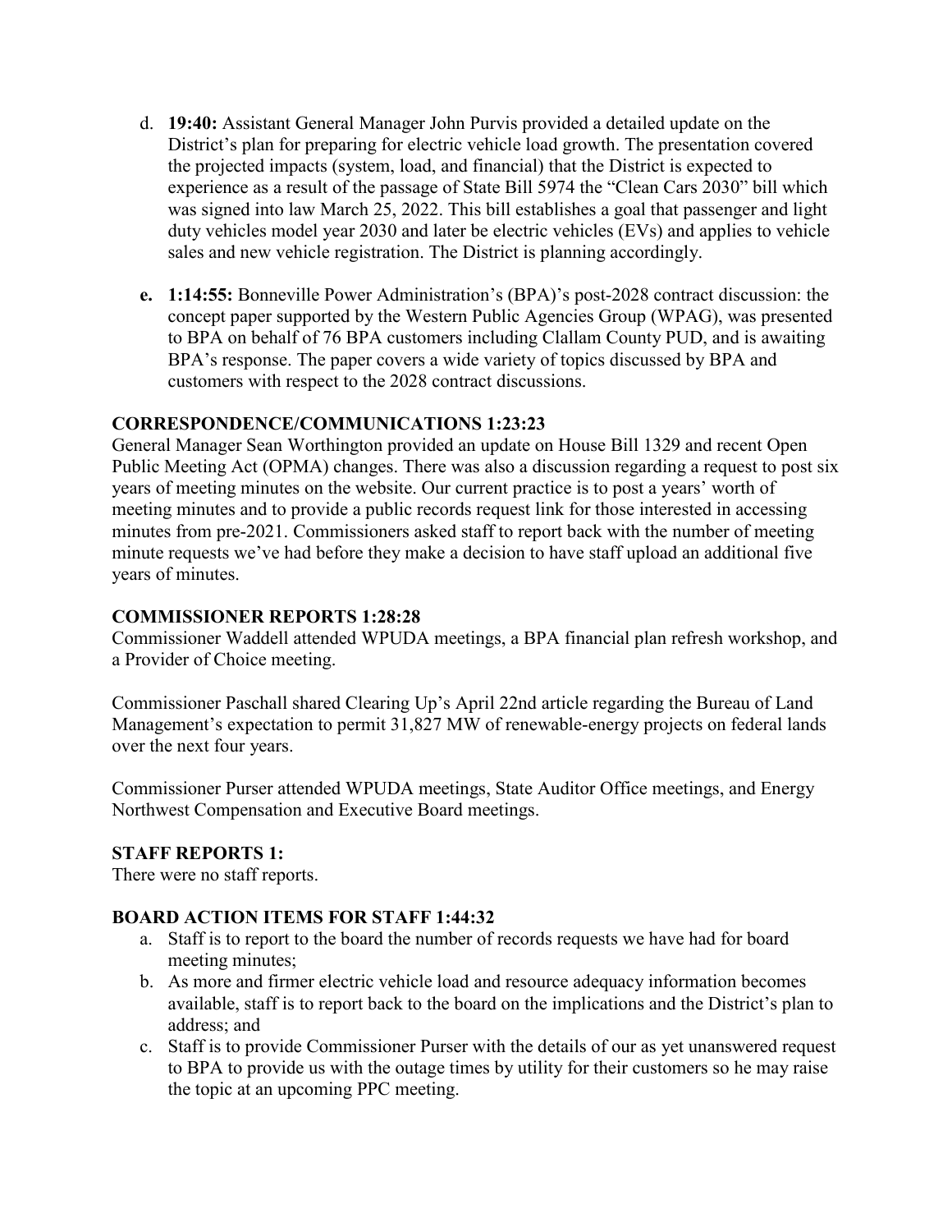d. **19:40:** Assistant General Manager John Purvis provided a detailed update on the District's plan for preparing for electric vehicle load growth. The presentation covered the projected impacts (system, load, and financial) that the District is expected to experience as a result of the passage of State Bill 5974 the "Clean Cars 2030" bill which was signed into law March 25, 2022. This bill establishes a goal that passenger and light duty vehicles model year 2030 and later be electric vehicles (EVs) and applies to vehicle sales and new vehicle registration. The District is planning accordingly.

**e. 1:14:55:** Bonneville Power Administration's (BPA)'s post-2028 contract discussion: the concept paper supported by the Western Public Agencies Group (WPAG), was presented to BPA on behalf of 76 BPA customers including Clallam County PUD, and is awaiting BPA's response. The paper covers a wide variety of topics discussed by BPA and customers with respect to the 2028 contract discussions.

**CORRESPONDENCE/COMMUNICATIONS 1:23:23**

General Manager Sean Worthington provided an update on House Bill 1329 and recent Open Public Meeting Act (OPMA) changes. There was also a discussion regarding a request to post six years of meeting minutes on the website. Our current practice is to post a years' worth of meeting minutes and to provide a public records request link for those interested in accessing minutes from pre-2021. Commissioners asked staff to report back with the number of meeting minute requests we've had before they make a decision to have staff upload an additional five years of minutes.

**COMMISSIONER REPORTS 1:28:28**

Commissioner Waddell attended WPUDA meetings, a BPA financial plan refresh workshop, and a Provider of Choice meeting.

Commissioner Paschall shared Clearing Up's April 22nd article regarding the Bureau of Land Management's expectation to permit 31,827 MW of renewable-energy projects on federal lands over the next four years.

Commissioner Purser attended WPUDA meetings, State Auditor Office meetings, and Energy Northwest Compensation and Executive Board meetings.

**STAFF REPORTS 1:**

There were no staff reports.

**BOARD ACTION ITEMS FOR STAFF 1:44:32**

a. Staff is to report to the board the number of records requests we have had for board meeting minutes;
b. As more and firmer electric vehicle load and resource adequacy information becomes available, staff is to report back to the board on the implications and the District's plan to address; and
c. Staff is to provide Commissioner Purser with the details of our as yet unanswered request to BPA to provide us with the outage times by utility for their customers so he may raise the topic at an upcoming PPC meeting.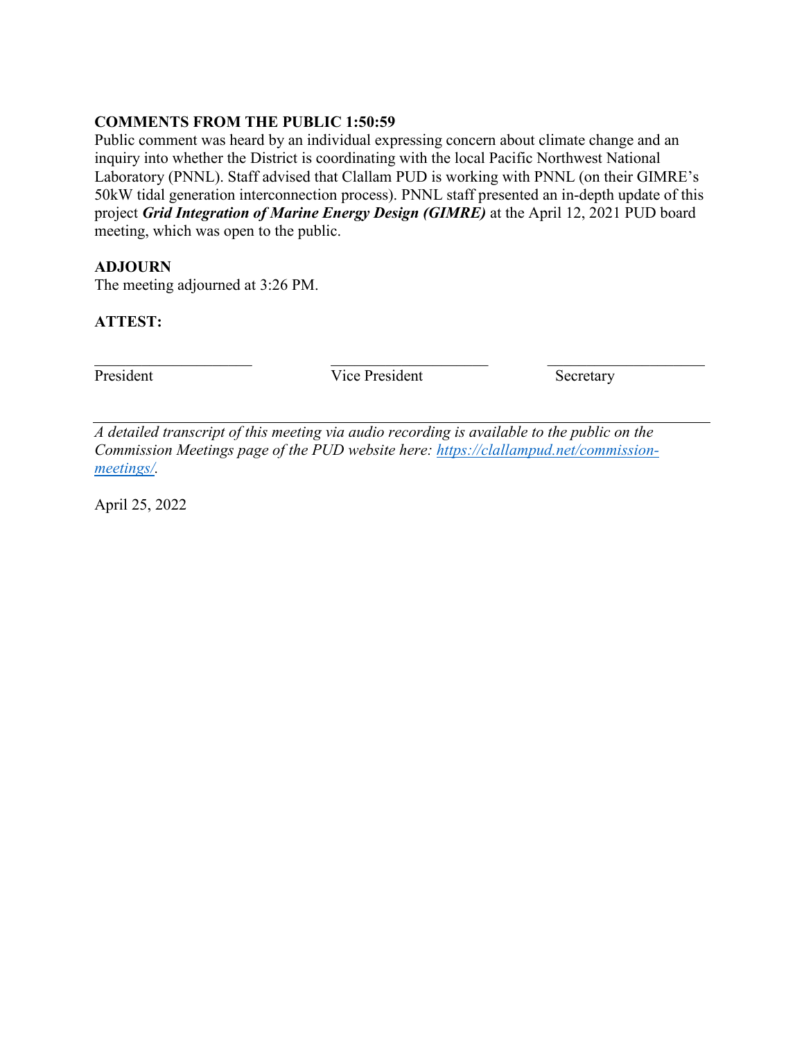**COMMENTS FROM THE PUBLIC 1:50:59**

Public comment was heard by an individual expressing concern about climate change and an inquiry into whether the District is coordinating with the local Pacific Northwest National Laboratory (PNNL). Staff advised that Clallam PUD is working with PNNL (on their GIMRE's 50kW tidal generation interconnection process). PNNL staff presented an in-depth update of this project ***Grid Integration of Marine Energy Design (GIMRE)*** at the April 12, 2021 PUD board meeting, which was open to the public.

**ADJOURN**

The meeting adjourned at 3:26 PM.

**ATTEST:**

| | | |
|---|---|---|
| ____________________ | ____________________ | ____________________ |
| President | Vice President | Secretary |

---

*A detailed transcript of this meeting via audio recording is available to the public on the Commission Meetings page of the PUD website here: [https://clallampud.net/commission-meetings/](https://clallampud.net/commission-meetings/).*

April 25, 2022